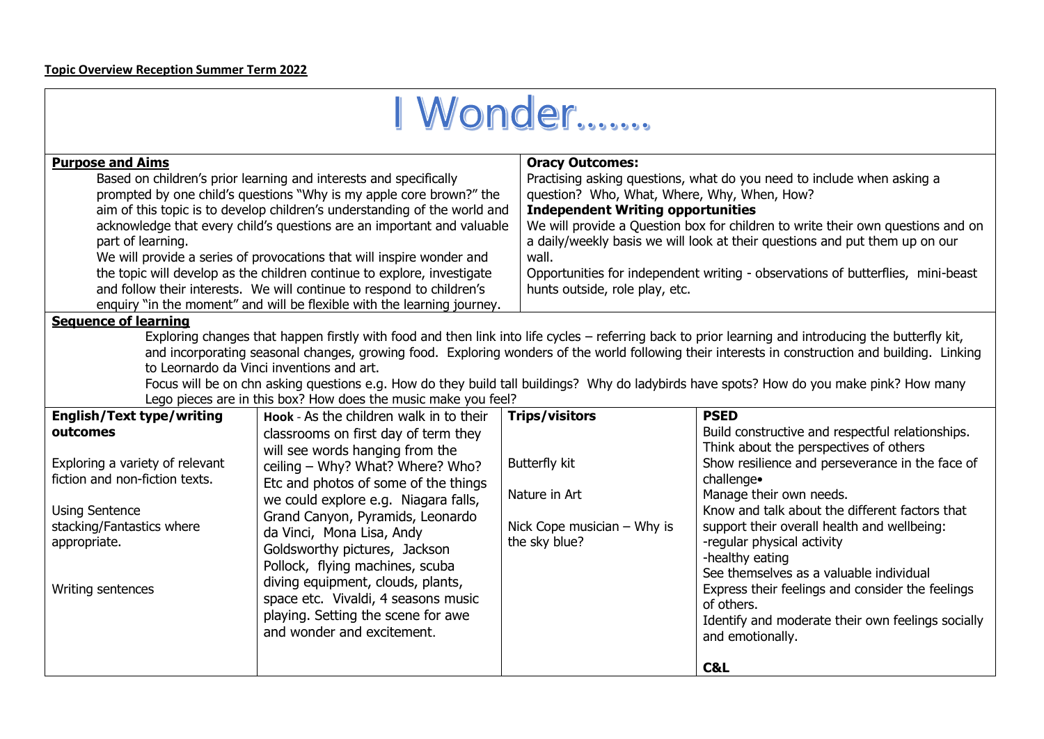**Topic Overview Reception Summer Term 2022**

# I Wonder…….

| **Purpose and Aims** | **Oracy Outcomes:** |
| --- | --- |
| Based on children's prior learning and interests and specifically prompted by one child's questions "Why is my apple core brown?" the aim of this topic is to develop children's understanding of the world and acknowledge that every child's questions are an important and valuable part of learning.<br>We will provide a series of provocations that will inspire wonder and the topic will develop as the children continue to explore, investigate and follow their interests. We will continue to respond to children's enquiry "in the moment" and will be flexible with the learning journey. | Practising asking questions, what do you need to include when asking a question? Who, What, Where, Why, When, How?<br>**Independent Writing opportunities**<br>We will provide a Question box for children to write their own questions and on a daily/weekly basis we will look at their questions and put them up on our wall.<br>Opportunities for independent writing - observations of butterflies, mini-beast hunts outside, role play, etc. |

**Sequence of learning**

Exploring changes that happen firstly with food and then link into life cycles – referring back to prior learning and introducing the butterfly kit, and incorporating seasonal changes, growing food. Exploring wonders of the world following their interests in construction and building. Linking to Leornardo da Vinci inventions and art.

Focus will be on chn asking questions e.g. How do they build tall buildings? Why do ladybirds have spots? How do you make pink? How many Lego pieces are in this box? How does the music make you feel?

| **English/Text type/writing outcomes** | **Hook** - As the children walk in to their classrooms on first day of term they will see words hanging from the ceiling – Why? What? Where? Who? Etc and photos of some of the things we could explore e.g. Niagara falls, Grand Canyon, Pyramids, Leonardo da Vinci, Mona Lisa, Andy Goldsworthy pictures, Jackson Pollock, flying machines, scuba diving equipment, clouds, plants, space etc. Vivaldi, 4 seasons music playing. Setting the scene for awe and wonder and excitement. | **Trips/visitors** | **PSED** |
| --- | --- | --- | --- |
| Exploring a variety of relevant fiction and non-fiction texts.<br><br>Using Sentence stacking/Fantastics where appropriate.<br><br>Writing sentences | | Butterfly kit<br><br>Nature in Art<br><br>Nick Cope musician – Why is the sky blue? | Build constructive and respectful relationships.<br>Think about the perspectives of others<br>Show resilience and perseverance in the face of challenge•<br>Manage their own needs.<br>Know and talk about the different factors that support their overall health and wellbeing:<br>-regular physical activity<br>-healthy eating<br>See themselves as a valuable individual<br>Express their feelings and consider the feelings of others.<br>Identify and moderate their own feelings socially and emotionally.<br><br>**C&L** |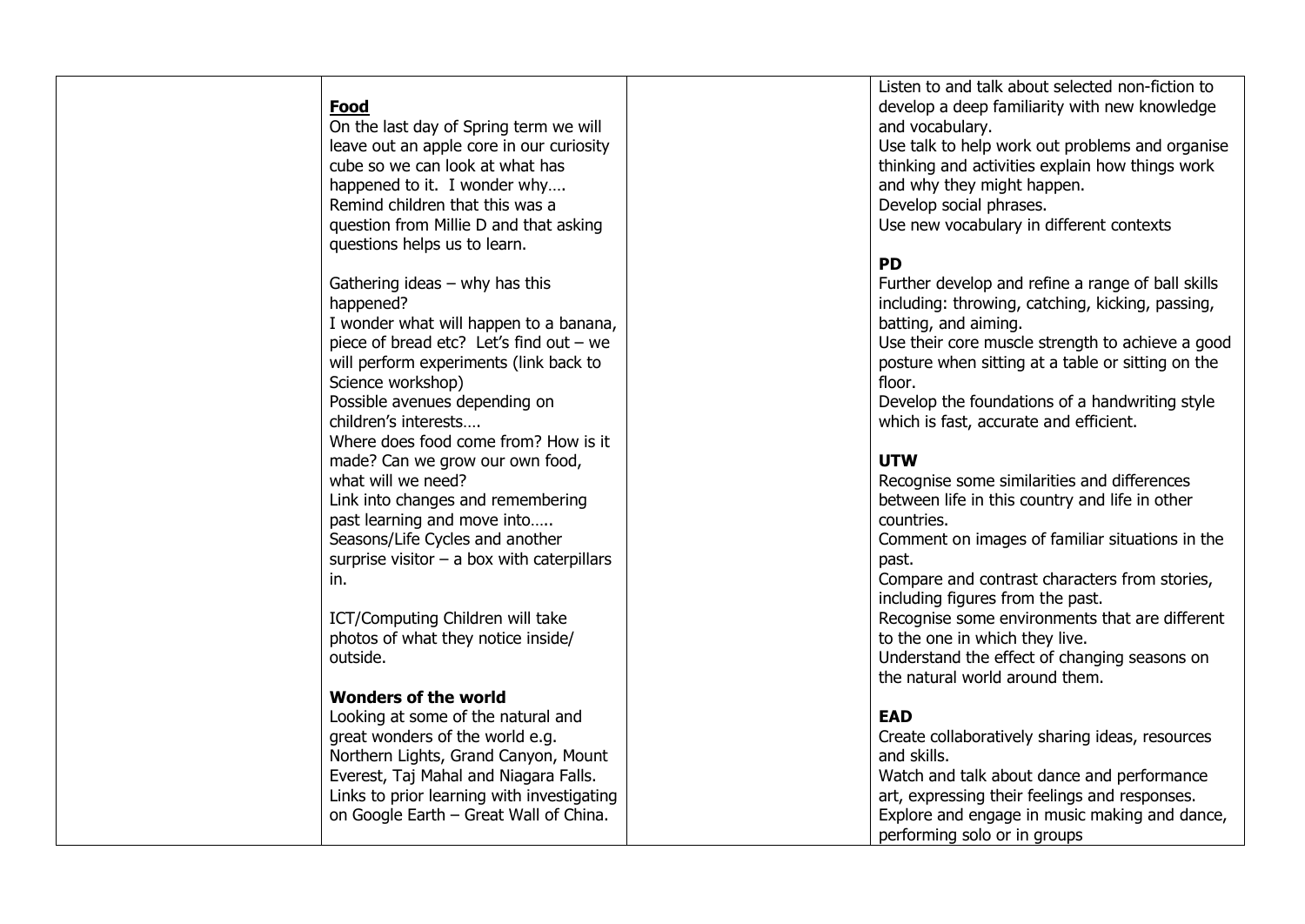| | | | |
|---|---|---|---|
| | **Food**<br>On the last day of Spring term we will leave out an apple core in our curiosity cube so we can look at what has happened to it. I wonder why….<br>Remind children that this was a question from Millie D and that asking questions helps us to learn.<br><br>Gathering ideas – why has this happened?<br>I wonder what will happen to a banana, piece of bread etc? Let's find out – we will perform experiments (link back to Science workshop)<br>Possible avenues depending on children's interests….<br>Where does food come from? How is it made? Can we grow our own food, what will we need?<br>Link into changes and remembering past learning and move into…..<br>Seasons/Life Cycles and another surprise visitor – a box with caterpillars in.<br><br>ICT/Computing Children will take photos of what they notice inside/ outside.<br><br>**Wonders of the world**<br>Looking at some of the natural and great wonders of the world e.g. Northern Lights, Grand Canyon, Mount Everest, Taj Mahal and Niagara Falls. Links to prior learning with investigating on Google Earth – Great Wall of China. | | Listen to and talk about selected non-fiction to develop a deep familiarity with new knowledge and vocabulary.<br>Use talk to help work out problems and organise thinking and activities explain how things work and why they might happen.<br>Develop social phrases.<br>Use new vocabulary in different contexts<br><br>**PD**<br>Further develop and refine a range of ball skills including: throwing, catching, kicking, passing, batting, and aiming.<br>Use their core muscle strength to achieve a good posture when sitting at a table or sitting on the floor.<br>Develop the foundations of a handwriting style which is fast, accurate and efficient.<br><br>**UTW**<br>Recognise some similarities and differences between life in this country and life in other countries.<br>Comment on images of familiar situations in the past.<br>Compare and contrast characters from stories, including figures from the past.<br>Recognise some environments that are different to the one in which they live.<br>Understand the effect of changing seasons on the natural world around them.<br><br>**EAD**<br>Create collaboratively sharing ideas, resources and skills.<br>Watch and talk about dance and performance art, expressing their feelings and responses.<br>Explore and engage in music making and dance, performing solo or in groups |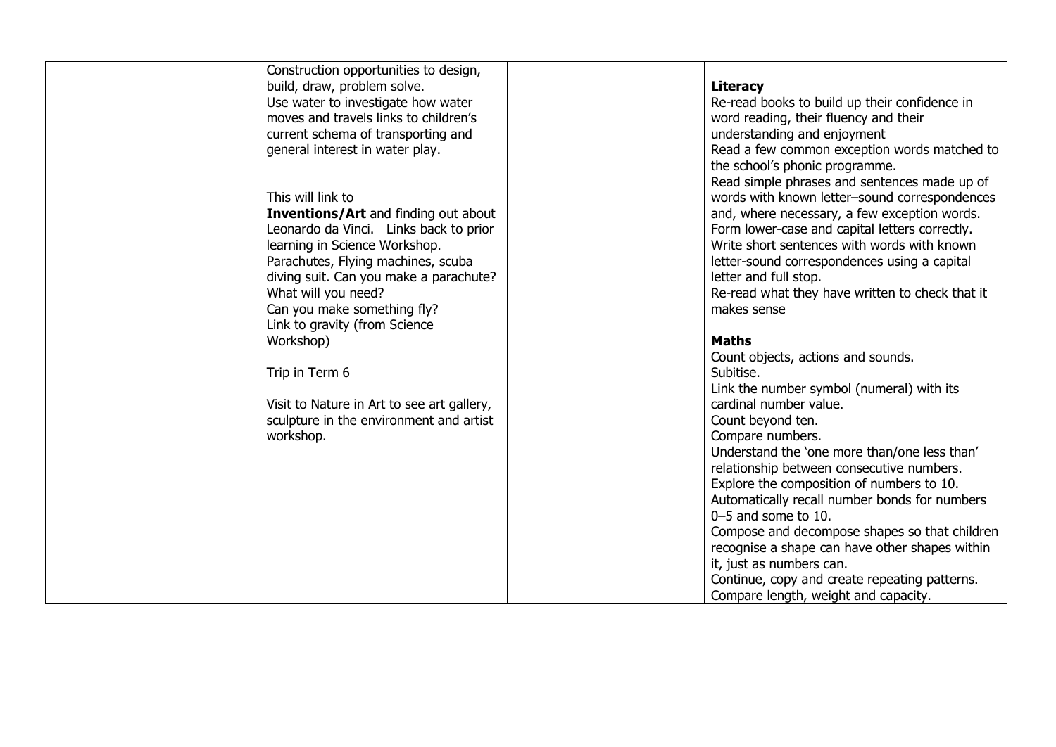| | | | |
|---|---|---|---|
| | Construction opportunities to design, build, draw, problem solve.<br>Use water to investigate how water moves and travels links to children's current schema of transporting and general interest in water play.<br><br>This will link to **Inventions/Art** and finding out about Leonardo da Vinci. Links back to prior learning in Science Workshop.<br>Parachutes, Flying machines, scuba diving suit. Can you make a parachute? What will you need?<br>Can you make something fly?<br>Link to gravity (from Science Workshop)<br><br>Trip in Term 6<br><br>Visit to Nature in Art to see art gallery, sculpture in the environment and artist workshop. | | **Literacy**<br>Re-read books to build up their confidence in word reading, their fluency and their understanding and enjoyment<br>Read a few common exception words matched to the school's phonic programme.<br>Read simple phrases and sentences made up of words with known letter–sound correspondences and, where necessary, a few exception words.<br>Form lower-case and capital letters correctly.<br>Write short sentences with words with known letter-sound correspondences using a capital letter and full stop.<br>Re-read what they have written to check that it makes sense<br><br>**Maths**<br>Count objects, actions and sounds.<br>Subitise.<br>Link the number symbol (numeral) with its cardinal number value.<br>Count beyond ten.<br>Compare numbers.<br>Understand the 'one more than/one less than' relationship between consecutive numbers.<br>Explore the composition of numbers to 10.<br>Automatically recall number bonds for numbers 0–5 and some to 10.<br>Compose and decompose shapes so that children recognise a shape can have other shapes within it, just as numbers can.<br>Continue, copy and create repeating patterns.<br>Compare length, weight and capacity. |